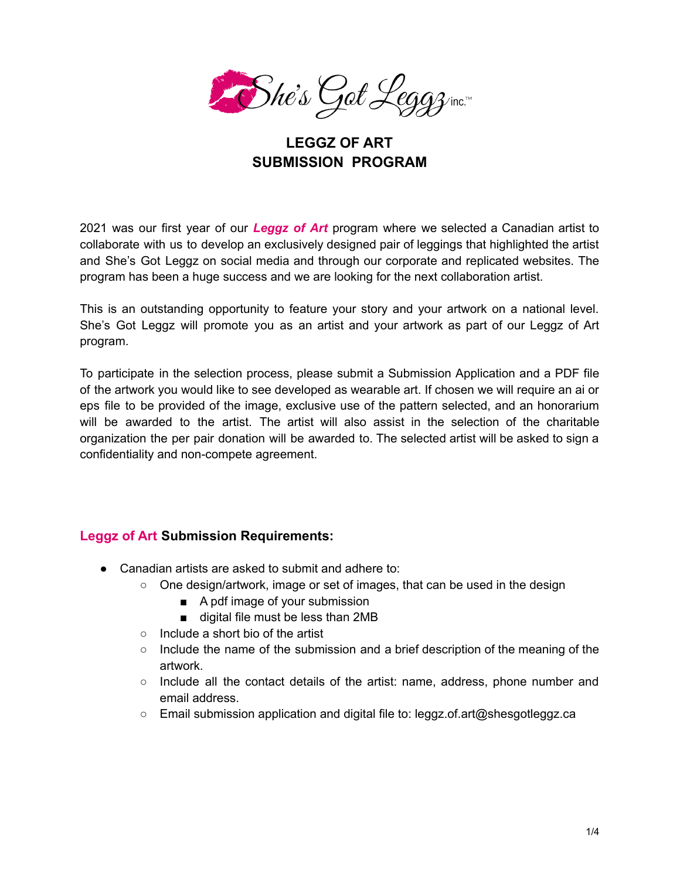She's Got Leggz inc.™

# LEGGZ OF ART
# SUBMISSION PROGRAM

2021 was our first year of our ***Leggz of Art*** program where we selected a Canadian artist to collaborate with us to develop an exclusively designed pair of leggings that highlighted the artist and She's Got Leggz on social media and through our corporate and replicated websites. The program has been a huge success and we are looking for the next collaboration artist.

This is an outstanding opportunity to feature your story and your artwork on a national level. She's Got Leggz will promote you as an artist and your artwork as part of our Leggz of Art program.

To participate in the selection process, please submit a Submission Application and a PDF file of the artwork you would like to see developed as wearable art. If chosen we will require an ai or eps file to be provided of the image, exclusive use of the pattern selected, and an honorarium will be awarded to the artist. The artist will also assist in the selection of the charitable organization the per pair donation will be awarded to. The selected artist will be asked to sign a confidentiality and non-compete agreement.

## Leggz of Art Submission Requirements:

- Canadian artists are asked to submit and adhere to:
  - One design/artwork, image or set of images, that can be used in the design
    - A pdf image of your submission
    - digital file must be less than 2MB
  - Include a short bio of the artist
  - Include the name of the submission and a brief description of the meaning of the artwork.
  - Include all the contact details of the artist: name, address, phone number and email address.
  - Email submission application and digital file to: leggz.of.art@shesgotleggz.ca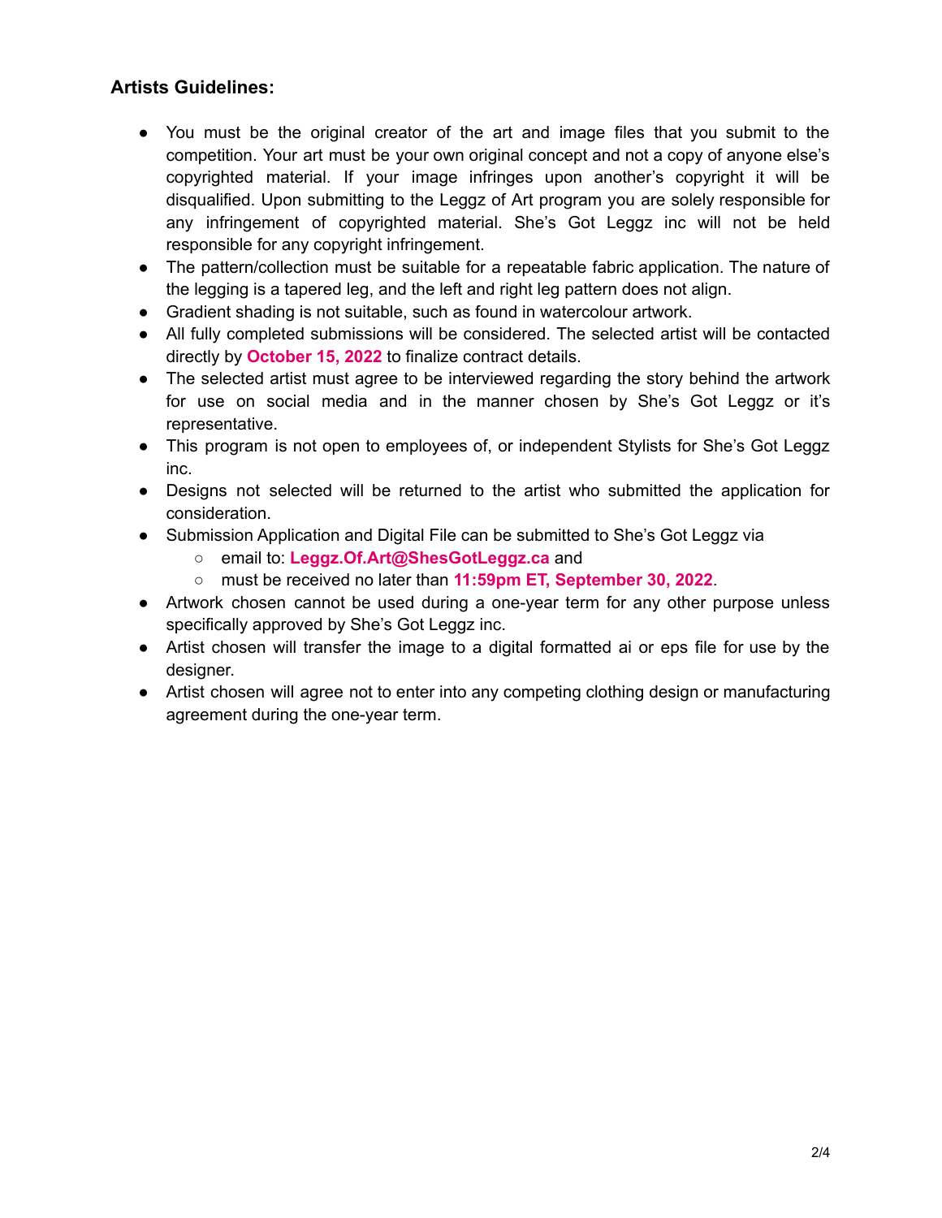### Artists Guidelines:

- You must be the original creator of the art and image files that you submit to the competition. Your art must be your own original concept and not a copy of anyone else's copyrighted material. If your image infringes upon another's copyright it will be disqualified. Upon submitting to the Leggz of Art program you are solely responsible for any infringement of copyrighted material. She's Got Leggz inc will not be held responsible for any copyright infringement.
- The pattern/collection must be suitable for a repeatable fabric application. The nature of the legging is a tapered leg, and the left and right leg pattern does not align.
- Gradient shading is not suitable, such as found in watercolour artwork.
- All fully completed submissions will be considered. The selected artist will be contacted directly by **October 15, 2022** to finalize contract details.
- The selected artist must agree to be interviewed regarding the story behind the artwork for use on social media and in the manner chosen by She's Got Leggz or it's representative.
- This program is not open to employees of, or independent Stylists for She's Got Leggz inc.
- Designs not selected will be returned to the artist who submitted the application for consideration.
- Submission Application and Digital File can be submitted to She's Got Leggz via
  - email to: **Leggz.Of.Art@ShesGotLeggz.ca** and
  - must be received no later than **11:59pm ET, September 30, 2022**.
- Artwork chosen cannot be used during a one-year term for any other purpose unless specifically approved by She's Got Leggz inc.
- Artist chosen will transfer the image to a digital formatted ai or eps file for use by the designer.
- Artist chosen will agree not to enter into any competing clothing design or manufacturing agreement during the one-year term.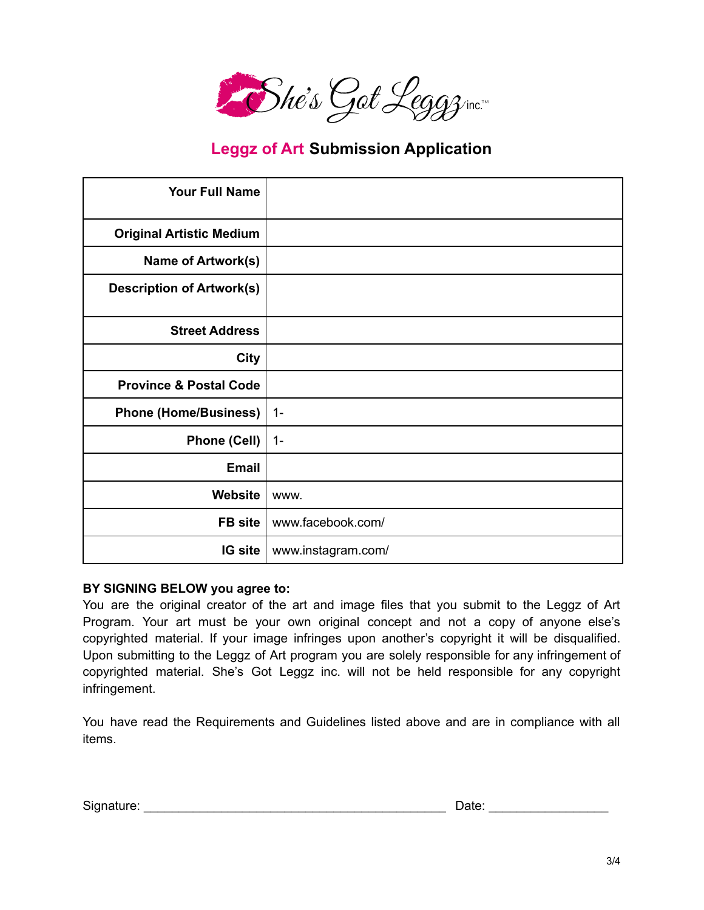She's Got Leggz inc.™

## Leggz of Art Submission Application

| Field | |
|---|---|
| **Your Full Name** | |
| **Original Artistic Medium** | |
| **Name of Artwork(s)** | |
| **Description of Artwork(s)** | |
| **Street Address** | |
| **City** | |
| **Province & Postal Code** | |
| **Phone (Home/Business)** | 1- |
| **Phone (Cell)** | 1- |
| **Email** | |
| **Website** | www. |
| **FB site** | www.facebook.com/ |
| **IG site** | www.instagram.com/ |

**BY SIGNING BELOW you agree to:**

You are the original creator of the art and image files that you submit to the Leggz of Art Program. Your art must be your own original concept and not a copy of anyone else's copyrighted material. If your image infringes upon another's copyright it will be disqualified. Upon submitting to the Leggz of Art program you are solely responsible for any infringement of copyrighted material. She's Got Leggz inc. will not be held responsible for any copyright infringement.

You have read the Requirements and Guidelines listed above and are in compliance with all items.

Signature: ___________________________________________ Date: _________________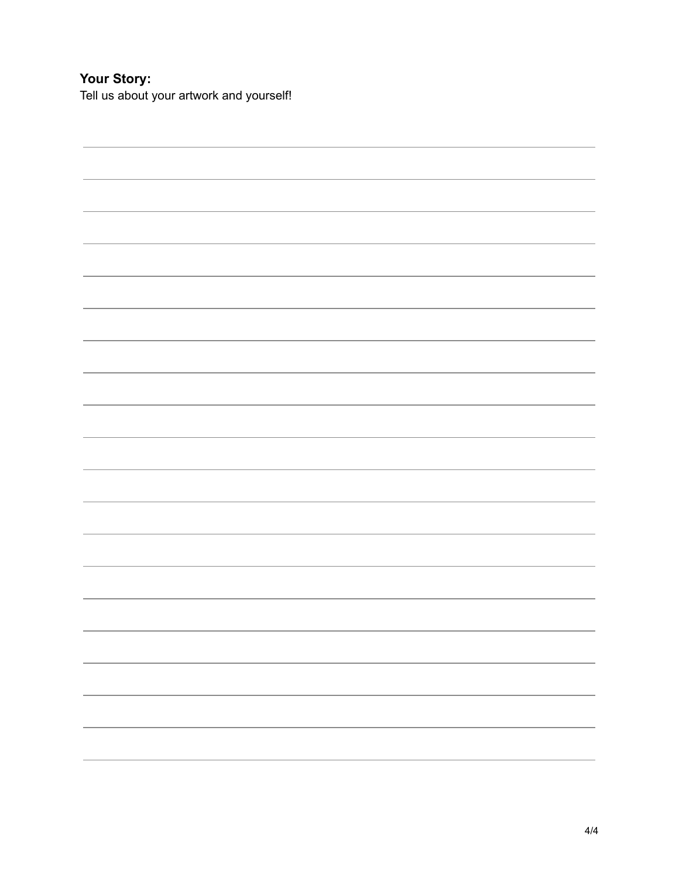**Your Story:**

Tell us about your artwork and yourself!